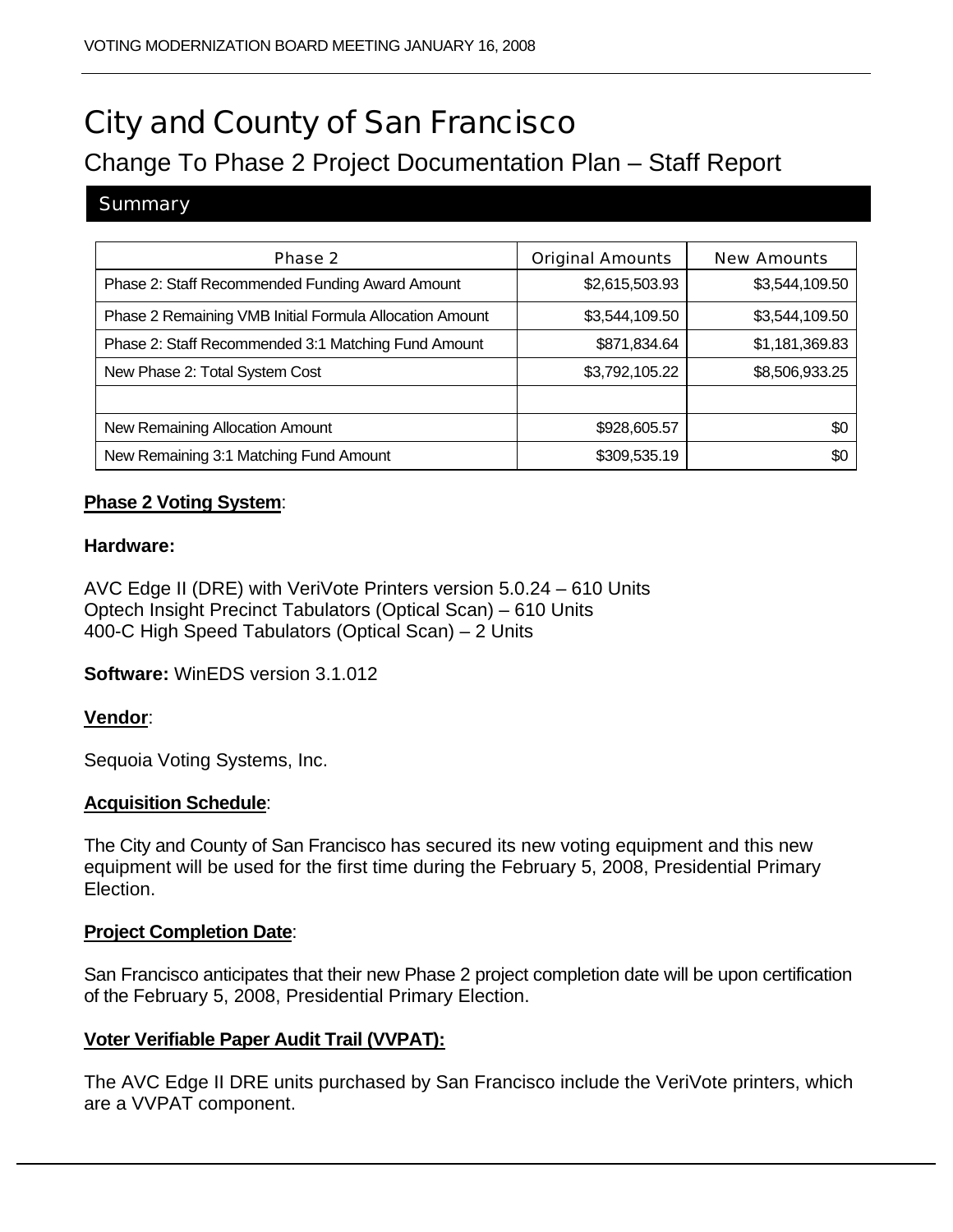# City and County of San Francisco

## Change To Phase 2 Project Documentation Plan – Staff Report

### Summary

| Phase 2 | Original Amounts | New Amounts |
|---|---|---|
| Phase 2: Staff Recommended Funding Award Amount | $2,615,503.93 | $3,544,109.50 |
| Phase 2 Remaining VMB Initial Formula Allocation Amount | $3,544,109.50 | $3,544,109.50 |
| Phase 2: Staff Recommended 3:1 Matching Fund Amount | $871,834.64 | $1,181,369.83 |
| New Phase 2: Total System Cost | $3,792,105.22 | $8,506,933.25 |
| | | |
| New Remaining Allocation Amount | $928,605.57 | $0 |
| New Remaining 3:1 Matching Fund Amount | $309,535.19 | $0 |

**Phase 2 Voting System**:

**Hardware:**

AVC Edge II (DRE) with VeriVote Printers version 5.0.24 – 610 Units
Optech Insight Precinct Tabulators (Optical Scan) – 610 Units
400-C High Speed Tabulators (Optical Scan) – 2 Units

**Software:** WinEDS version 3.1.012

**Vendor**:

Sequoia Voting Systems, Inc.

**Acquisition Schedule**:

The City and County of San Francisco has secured its new voting equipment and this new equipment will be used for the first time during the February 5, 2008, Presidential Primary Election.

**Project Completion Date**:

San Francisco anticipates that their new Phase 2 project completion date will be upon certification of the February 5, 2008, Presidential Primary Election.

**Voter Verifiable Paper Audit Trail (VVPAT):**

The AVC Edge II DRE units purchased by San Francisco include the VeriVote printers, which are a VVPAT component.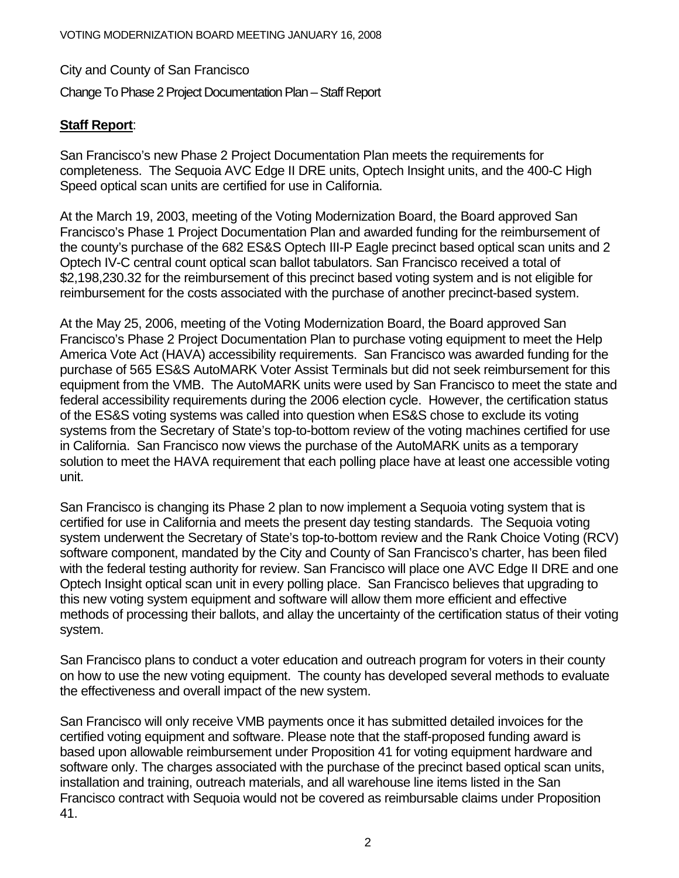City and County of San Francisco

Change To Phase 2 Project Documentation Plan – Staff Report

**Staff Report**:

San Francisco's new Phase 2 Project Documentation Plan meets the requirements for completeness. The Sequoia AVC Edge II DRE units, Optech Insight units, and the 400-C High Speed optical scan units are certified for use in California.

At the March 19, 2003, meeting of the Voting Modernization Board, the Board approved San Francisco's Phase 1 Project Documentation Plan and awarded funding for the reimbursement of the county's purchase of the 682 ES&S Optech III-P Eagle precinct based optical scan units and 2 Optech IV-C central count optical scan ballot tabulators. San Francisco received a total of $2,198,230.32 for the reimbursement of this precinct based voting system and is not eligible for reimbursement for the costs associated with the purchase of another precinct-based system.

At the May 25, 2006, meeting of the Voting Modernization Board, the Board approved San Francisco's Phase 2 Project Documentation Plan to purchase voting equipment to meet the Help America Vote Act (HAVA) accessibility requirements. San Francisco was awarded funding for the purchase of 565 ES&S AutoMARK Voter Assist Terminals but did not seek reimbursement for this equipment from the VMB. The AutoMARK units were used by San Francisco to meet the state and federal accessibility requirements during the 2006 election cycle. However, the certification status of the ES&S voting systems was called into question when ES&S chose to exclude its voting systems from the Secretary of State's top-to-bottom review of the voting machines certified for use in California. San Francisco now views the purchase of the AutoMARK units as a temporary solution to meet the HAVA requirement that each polling place have at least one accessible voting unit.

San Francisco is changing its Phase 2 plan to now implement a Sequoia voting system that is certified for use in California and meets the present day testing standards. The Sequoia voting system underwent the Secretary of State's top-to-bottom review and the Rank Choice Voting (RCV) software component, mandated by the City and County of San Francisco's charter, has been filed with the federal testing authority for review. San Francisco will place one AVC Edge II DRE and one Optech Insight optical scan unit in every polling place. San Francisco believes that upgrading to this new voting system equipment and software will allow them more efficient and effective methods of processing their ballots, and allay the uncertainty of the certification status of their voting system.

San Francisco plans to conduct a voter education and outreach program for voters in their county on how to use the new voting equipment. The county has developed several methods to evaluate the effectiveness and overall impact of the new system.

San Francisco will only receive VMB payments once it has submitted detailed invoices for the certified voting equipment and software. Please note that the staff-proposed funding award is based upon allowable reimbursement under Proposition 41 for voting equipment hardware and software only. The charges associated with the purchase of the precinct based optical scan units, installation and training, outreach materials, and all warehouse line items listed in the San Francisco contract with Sequoia would not be covered as reimbursable claims under Proposition 41.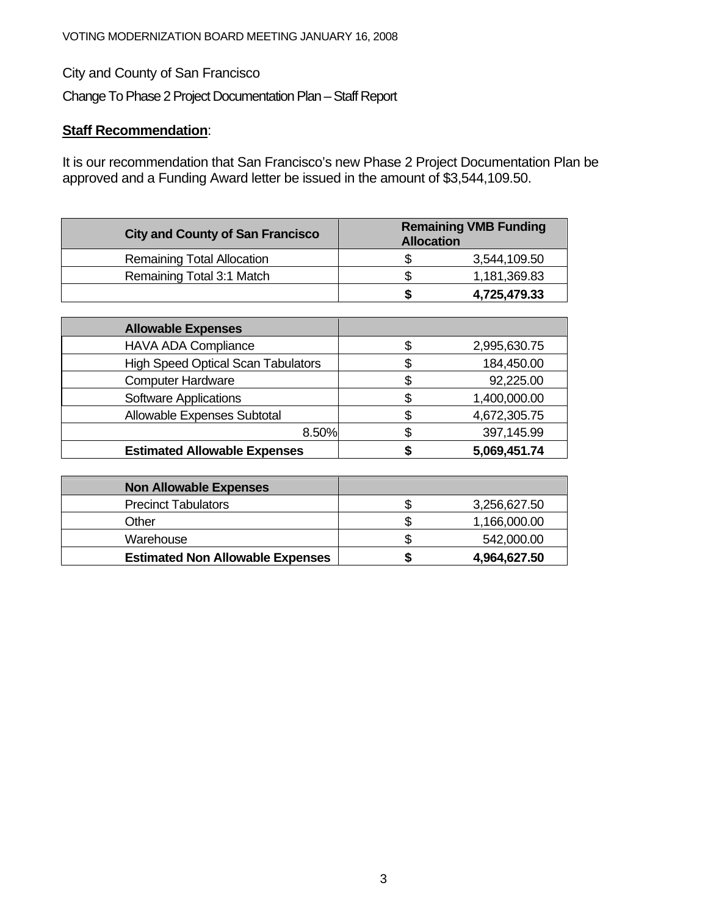City and County of San Francisco

Change To Phase 2 Project Documentation Plan – Staff Report

**Staff Recommendation**:

It is our recommendation that San Francisco's new Phase 2 Project Documentation Plan be approved and a Funding Award letter be issued in the amount of $3,544,109.50.

| City and County of San Francisco | Remaining VMB Funding Allocation |
|---|---|
| Remaining Total Allocation | $ 3,544,109.50 |
| Remaining Total 3:1 Match | $ 1,181,369.83 |
| | **$ 4,725,479.33** |

| Allowable Expenses | |
|---|---|
| HAVA ADA Compliance | $ 2,995,630.75 |
| High Speed Optical Scan Tabulators | $ 184,450.00 |
| Computer Hardware | $ 92,225.00 |
| Software Applications | $ 1,400,000.00 |
| Allowable Expenses Subtotal | $ 4,672,305.75 |
| 8.50% | $ 397,145.99 |
| **Estimated Allowable Expenses** | **$ 5,069,451.74** |

| Non Allowable Expenses | |
|---|---|
| Precinct Tabulators | $ 3,256,627.50 |
| Other | $ 1,166,000.00 |
| Warehouse | $ 542,000.00 |
| **Estimated Non Allowable Expenses** | **$ 4,964,627.50** |